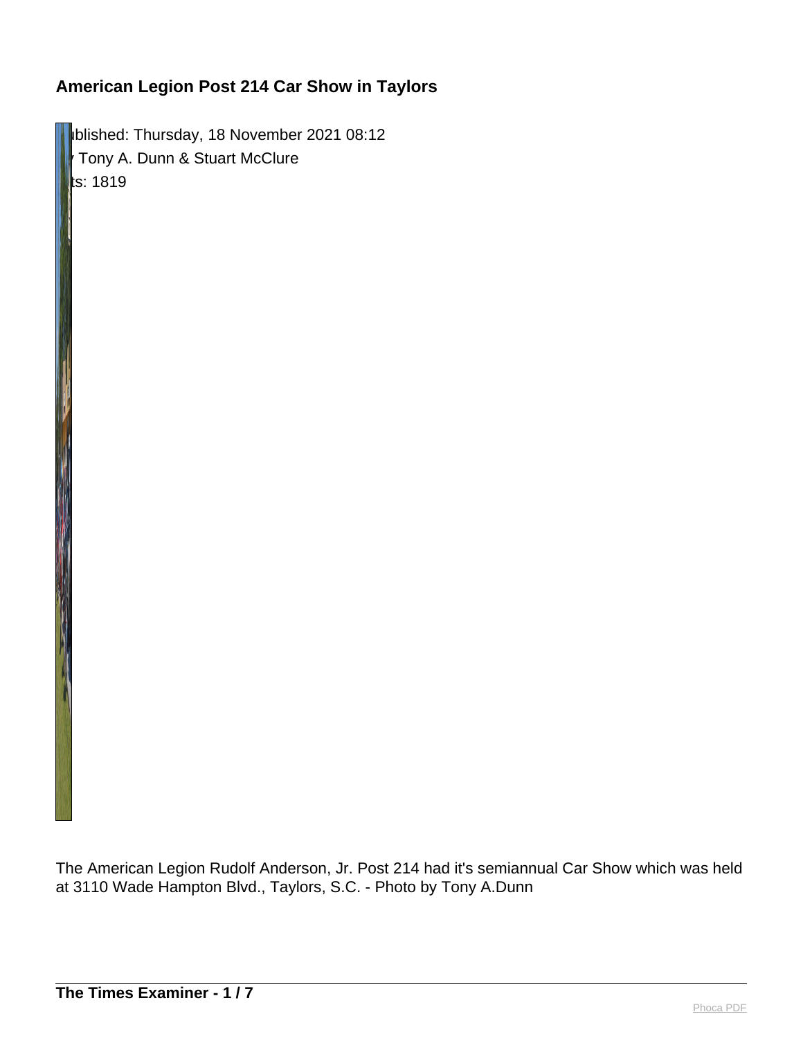# American Legion Post 214 Car Show in Taylors

ublished: Thursday, 18 November 2021 08:12
 Tony A. Dunn & Stuart McClure
ts: 1819

The American Legion Rudolf Anderson, Jr. Post 214 had it's semiannual Car Show which was held at 3110 Wade Hampton Blvd., Taylors, S.C. - Photo by Tony A.Dunn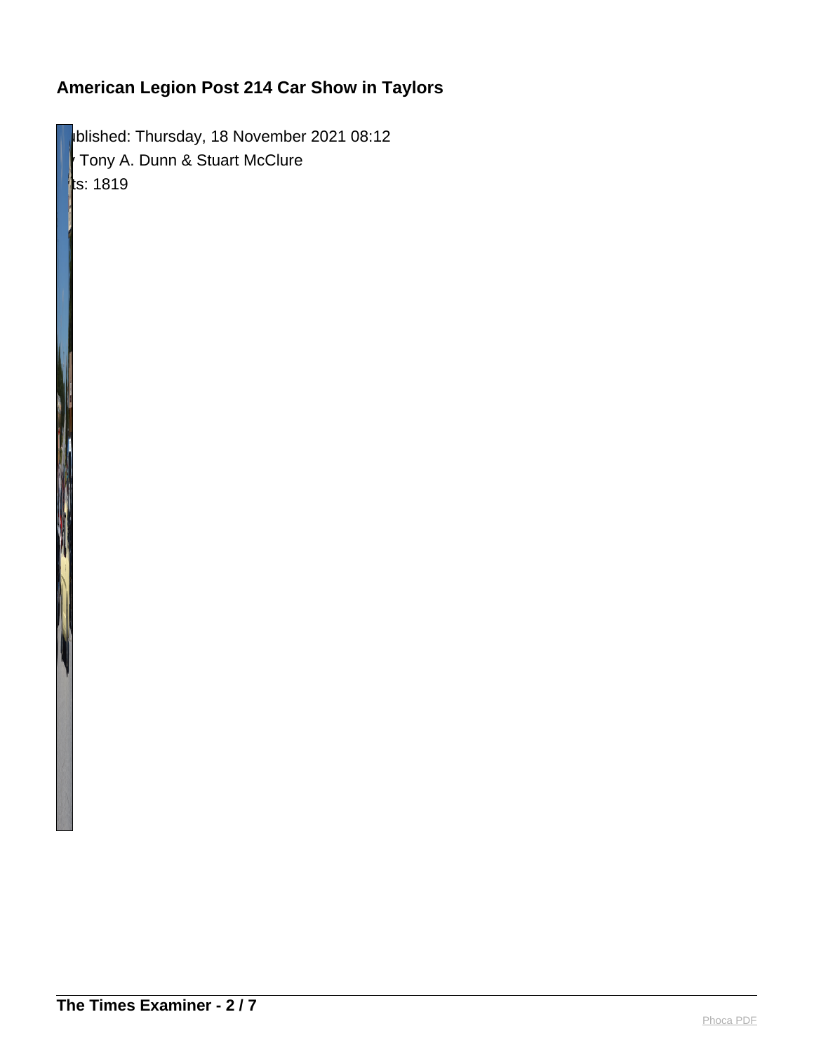# American Legion Post 214 Car Show in Taylors

ublished: Thursday, 18 November 2021 08:12
 Tony A. Dunn & Stuart McClure
ts: 1819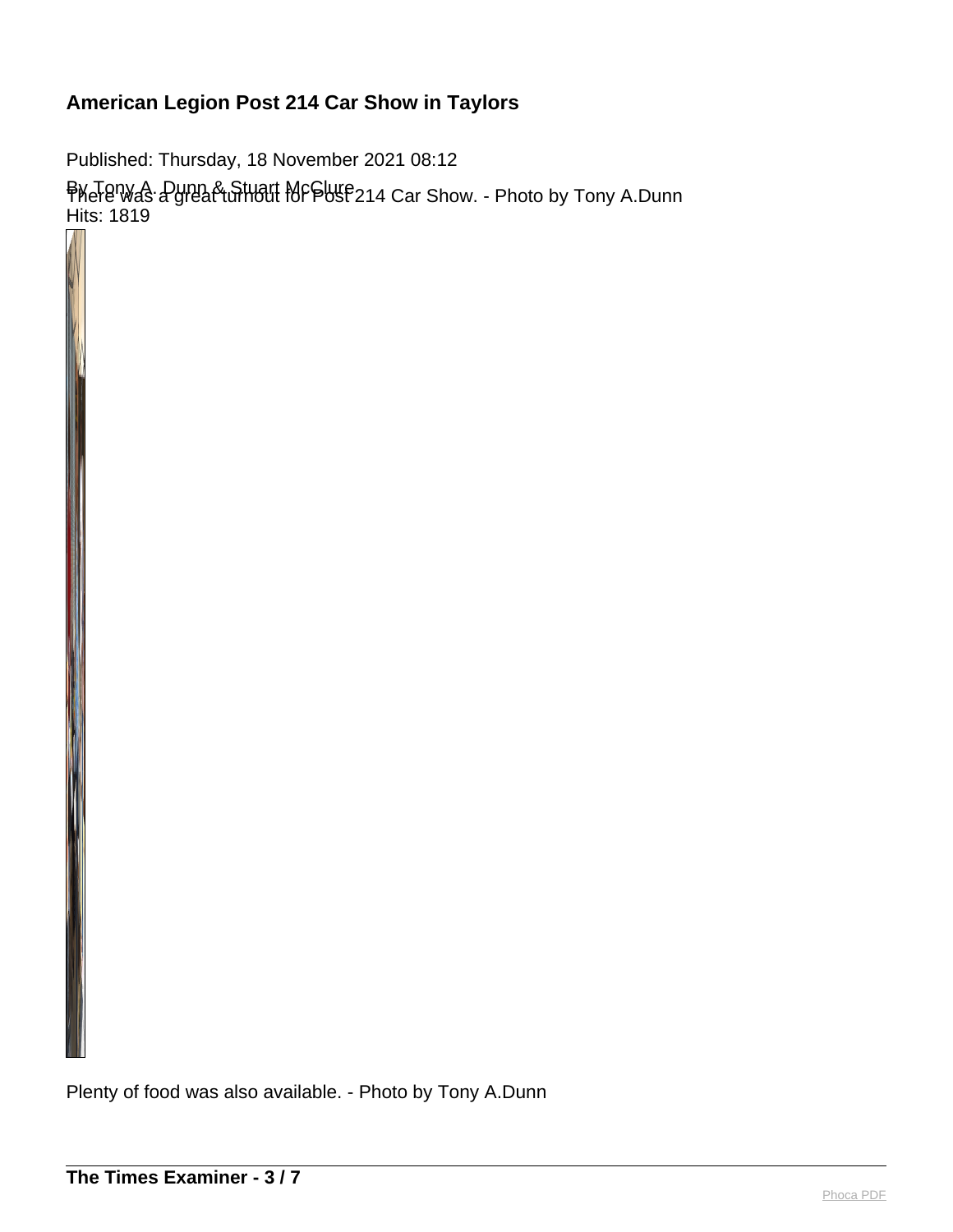## American Legion Post 214 Car Show in Taylors

Published: Thursday, 18 November 2021 08:12

By Tony A. Dunn & Stuart McClure

Hits: 1819

There was a great turnout for Post 214 Car Show. - Photo by Tony A.Dunn

Plenty of food was also available. - Photo by Tony A.Dunn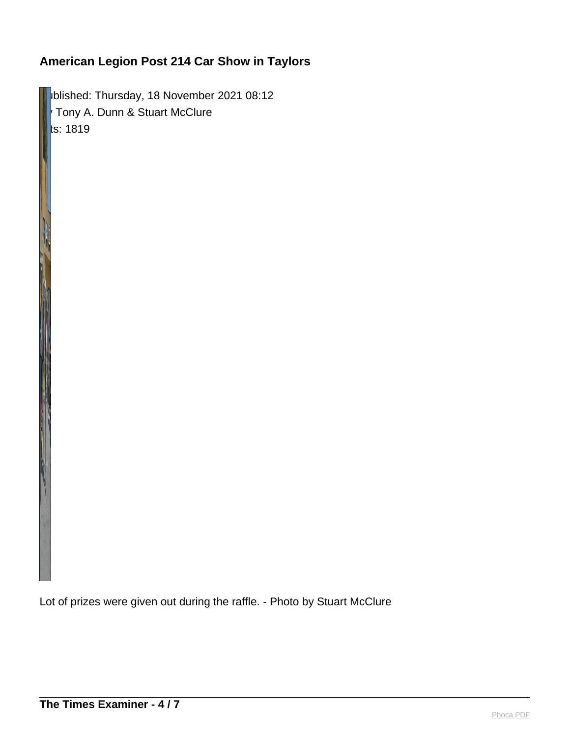## American Legion Post 214 Car Show in Taylors

ublished: Thursday, 18 November 2021 08:12
Tony A. Dunn & Stuart McClure
ts: 1819

Lot of prizes were given out during the raffle. - Photo by Stuart McClure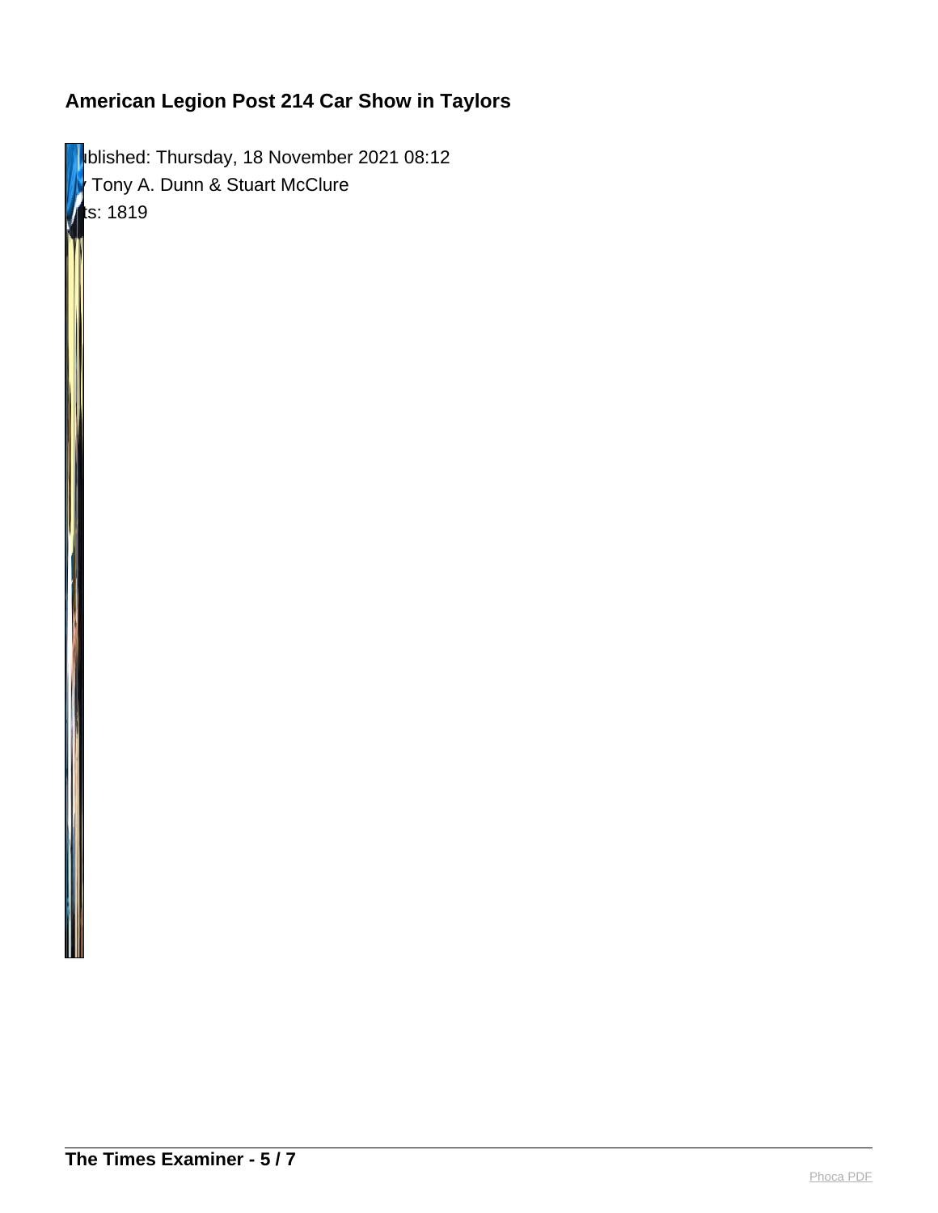## American Legion Post 214 Car Show in Taylors

ublished: Thursday, 18 November 2021 08:12
 Tony A. Dunn & Stuart McClure
ts: 1819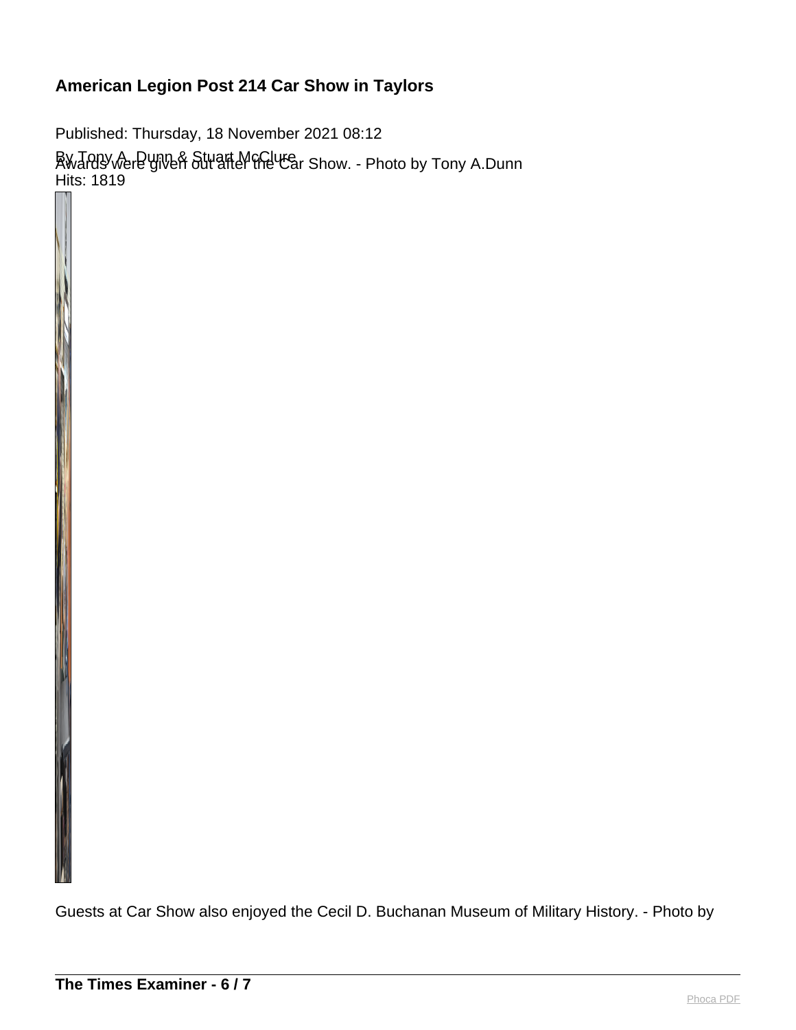## American Legion Post 214 Car Show in Taylors

Published: Thursday, 18 November 2021 08:12

By Tony A. Dunn & Stuart McClure

Hits: 1819

Awards were given out after the Car Show. - Photo by Tony A.Dunn

Guests at Car Show also enjoyed the Cecil D. Buchanan Museum of Military History. - Photo by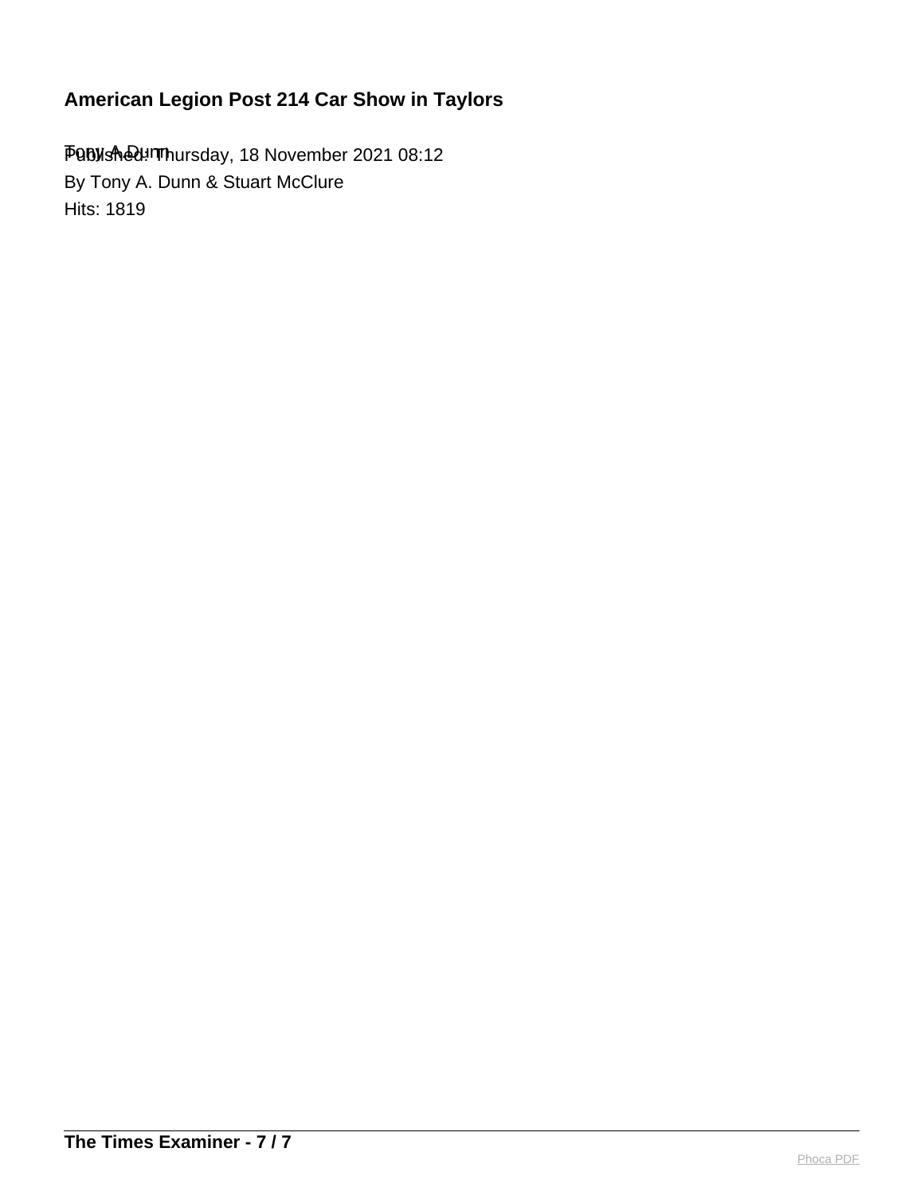## American Legion Post 214 Car Show in Taylors

Tony A Dunn

Published: Thursday, 18 November 2021 08:12

By Tony A. Dunn & Stuart McClure

Hits: 1819